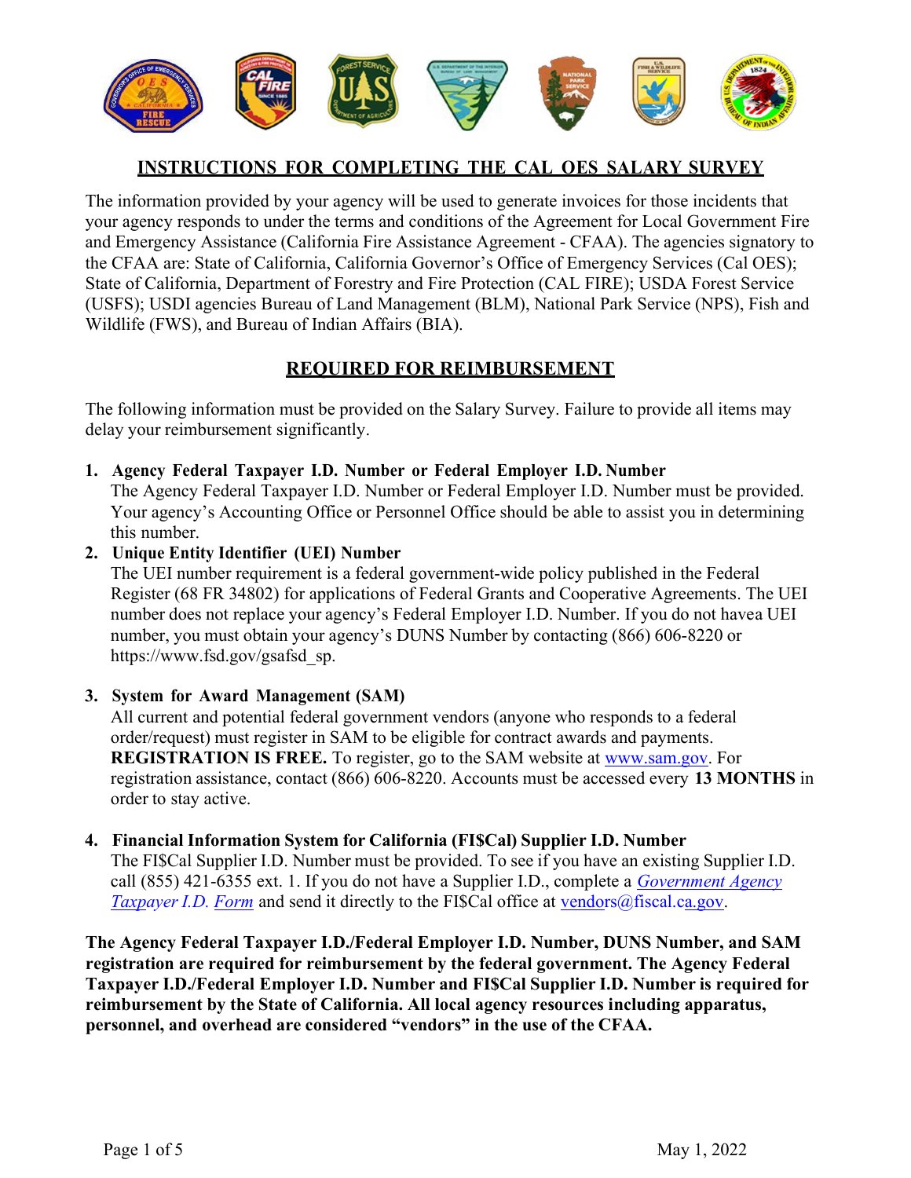# INSTRUCTIONS FOR COMPLETING THE CAL OES SALARY SURVEY

The information provided by your agency will be used to generate invoices for those incidents that your agency responds to under the terms and conditions of the Agreement for Local Government Fire and Emergency Assistance (California Fire Assistance Agreement - CFAA). The agencies signatory to the CFAA are: State of California, California Governor's Office of Emergency Services (Cal OES); State of California, Department of Forestry and Fire Protection (CAL FIRE); USDA Forest Service (USFS); USDI agencies Bureau of Land Management (BLM), National Park Service (NPS), Fish and Wildlife (FWS), and Bureau of Indian Affairs (BIA).

## REQUIRED FOR REIMBURSEMENT

The following information must be provided on the Salary Survey. Failure to provide all items may delay your reimbursement significantly.

1. **Agency Federal Taxpayer I.D. Number or Federal Employer I.D. Number**
   The Agency Federal Taxpayer I.D. Number or Federal Employer I.D. Number must be provided. Your agency's Accounting Office or Personnel Office should be able to assist you in determining this number.
2. **Unique Entity Identifier (UEI) Number**
   The UEI number requirement is a federal government-wide policy published in the Federal Register (68 FR 34802) for applications of Federal Grants and Cooperative Agreements. The UEI number does not replace your agency's Federal Employer I.D. Number. If you do not havea UEI number, you must obtain your agency's DUNS Number by contacting (866) 606-8220 or https://www.fsd.gov/gsafsd_sp.
3. **System for Award Management (SAM)**
   All current and potential federal government vendors (anyone who responds to a federal order/request) must register in SAM to be eligible for contract awards and payments. **REGISTRATION IS FREE.** To register, go to the SAM website at www.sam.gov. For registration assistance, contact (866) 606-8220. Accounts must be accessed every **13 MONTHS** in order to stay active.
4. **Financial Information System for California (FI$Cal) Supplier I.D. Number**
   The FI$Cal Supplier I.D. Number must be provided. To see if you have an existing Supplier I.D. call (855) 421-6355 ext. 1. If you do not have a Supplier I.D., complete a *Government Agency Taxpayer I.D. Form* and send it directly to the FI$Cal office at vendors@fiscal.ca.gov.

**The Agency Federal Taxpayer I.D./Federal Employer I.D. Number, DUNS Number, and SAM registration are required for reimbursement by the federal government. The Agency Federal Taxpayer I.D./Federal Employer I.D. Number and FI$Cal Supplier I.D. Number is required for reimbursement by the State of California. All local agency resources including apparatus, personnel, and overhead are considered "vendors" in the use of the CFAA.**

May 1, 2022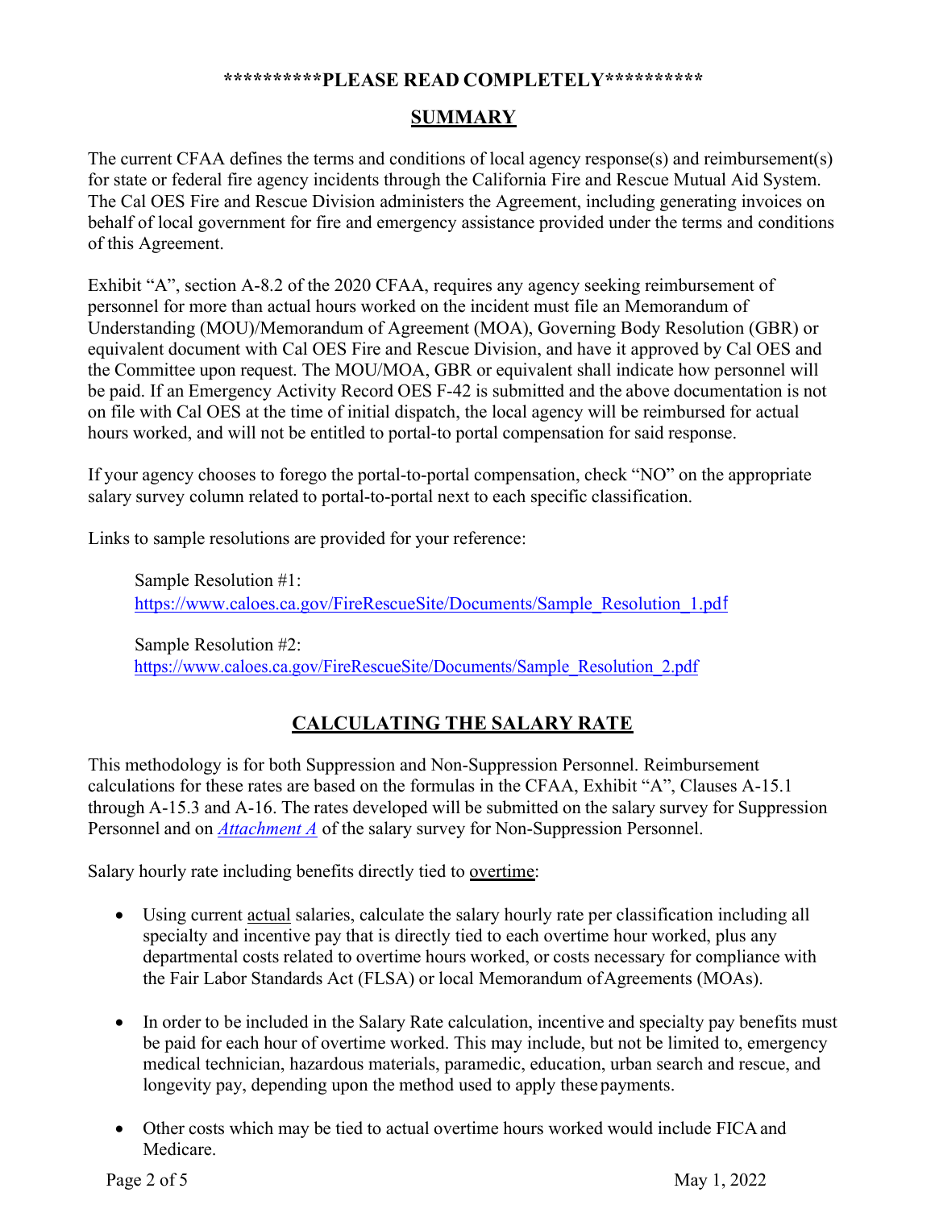**\*\*\*\*\*\*\*\*\*\*PLEASE READ COMPLETELY\*\*\*\*\*\*\*\*\*\***

## SUMMARY

The current CFAA defines the terms and conditions of local agency response(s) and reimbursement(s) for state or federal fire agency incidents through the California Fire and Rescue Mutual Aid System. The Cal OES Fire and Rescue Division administers the Agreement, including generating invoices on behalf of local government for fire and emergency assistance provided under the terms and conditions of this Agreement.

Exhibit "A", section A-8.2 of the 2020 CFAA, requires any agency seeking reimbursement of personnel for more than actual hours worked on the incident must file an Memorandum of Understanding (MOU)/Memorandum of Agreement (MOA), Governing Body Resolution (GBR) or equivalent document with Cal OES Fire and Rescue Division, and have it approved by Cal OES and the Committee upon request. The MOU/MOA, GBR or equivalent shall indicate how personnel will be paid. If an Emergency Activity Record OES F-42 is submitted and the above documentation is not on file with Cal OES at the time of initial dispatch, the local agency will be reimbursed for actual hours worked, and will not be entitled to portal-to portal compensation for said response.

If your agency chooses to forego the portal-to-portal compensation, check "NO" on the appropriate salary survey column related to portal-to-portal next to each specific classification.

Links to sample resolutions are provided for your reference:

> Sample Resolution #1:
> https://www.caloes.ca.gov/FireRescueSite/Documents/Sample_Resolution_1.pdf
>
> Sample Resolution #2:
> https://www.caloes.ca.gov/FireRescueSite/Documents/Sample_Resolution_2.pdf

## CALCULATING THE SALARY RATE

This methodology is for both Suppression and Non-Suppression Personnel. Reimbursement calculations for these rates are based on the formulas in the CFAA, Exhibit "A", Clauses A-15.1 through A-15.3 and A-16. The rates developed will be submitted on the salary survey for Suppression Personnel and on *Attachment A* of the salary survey for Non-Suppression Personnel.

Salary hourly rate including benefits directly tied to overtime:

- Using current actual salaries, calculate the salary hourly rate per classification including all specialty and incentive pay that is directly tied to each overtime hour worked, plus any departmental costs related to overtime hours worked, or costs necessary for compliance with the Fair Labor Standards Act (FLSA) or local Memorandum of Agreements (MOAs).
- In order to be included in the Salary Rate calculation, incentive and specialty pay benefits must be paid for each hour of overtime worked. This may include, but not be limited to, emergency medical technician, hazardous materials, paramedic, education, urban search and rescue, and longevity pay, depending upon the method used to apply these payments.
- Other costs which may be tied to actual overtime hours worked would include FICA and Medicare.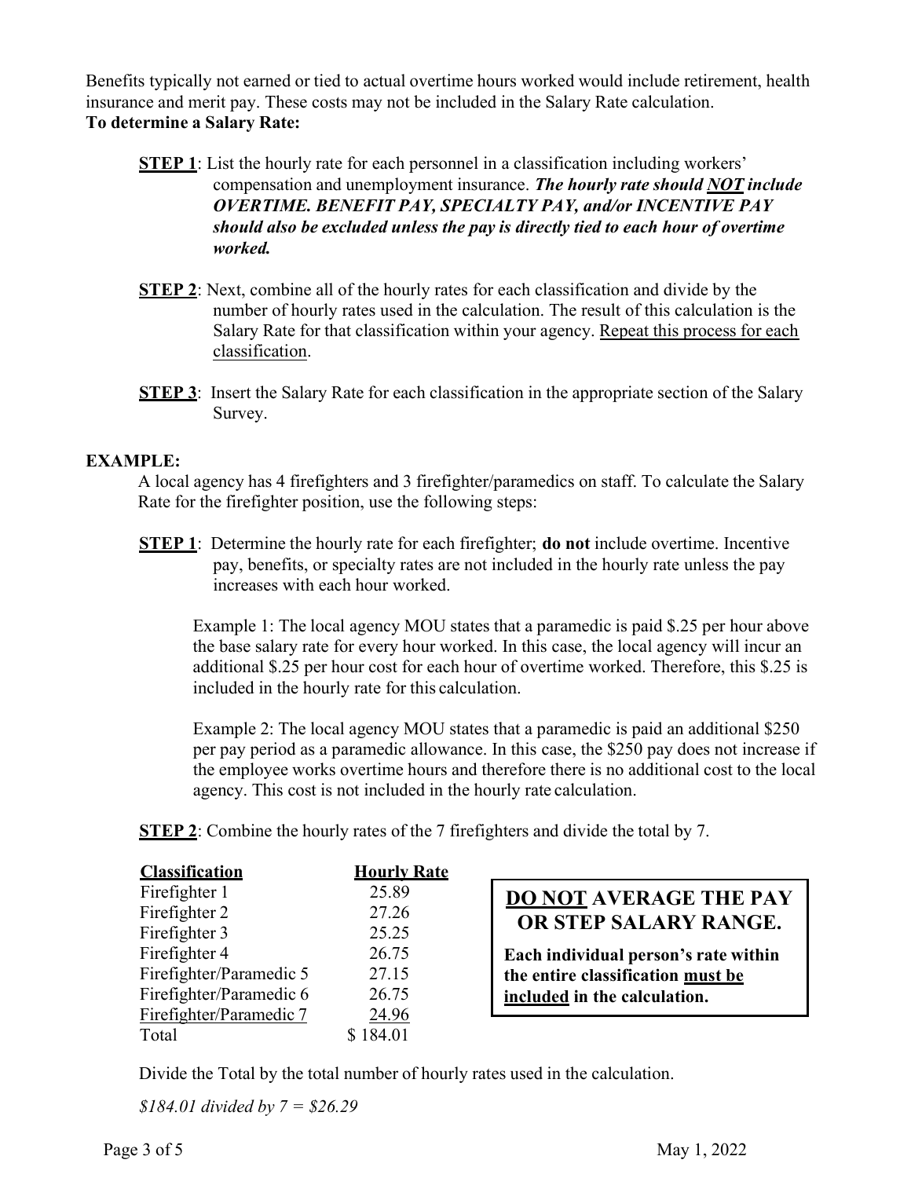Benefits typically not earned or tied to actual overtime hours worked would include retirement, health insurance and merit pay. These costs may not be included in the Salary Rate calculation.

**To determine a Salary Rate:**

**<u>STEP 1</u>**: List the hourly rate for each personnel in a classification including workers' compensation and unemployment insurance. ***The hourly rate should <u>NOT</u> include OVERTIME. BENEFIT PAY, SPECIALTY PAY, and/or INCENTIVE PAY should also be excluded unless the pay is directly tied to each hour of overtime worked.***

**<u>STEP 2</u>**: Next, combine all of the hourly rates for each classification and divide by the number of hourly rates used in the calculation. The result of this calculation is the Salary Rate for that classification within your agency. <u>Repeat this process for each classification</u>.

**<u>STEP 3</u>**: Insert the Salary Rate for each classification in the appropriate section of the Salary Survey.

**EXAMPLE:**

A local agency has 4 firefighters and 3 firefighter/paramedics on staff. To calculate the Salary Rate for the firefighter position, use the following steps:

**<u>STEP 1</u>**: Determine the hourly rate for each firefighter; **do not** include overtime. Incentive pay, benefits, or specialty rates are not included in the hourly rate unless the pay increases with each hour worked.

Example 1: The local agency MOU states that a paramedic is paid $.25 per hour above the base salary rate for every hour worked. In this case, the local agency will incur an additional $.25 per hour cost for each hour of overtime worked. Therefore, this $.25 is included in the hourly rate for this calculation.

Example 2: The local agency MOU states that a paramedic is paid an additional $250 per pay period as a paramedic allowance. In this case, the $250 pay does not increase if the employee works overtime hours and therefore there is no additional cost to the local agency. This cost is not included in the hourly rate calculation.

**<u>STEP 2</u>**: Combine the hourly rates of the 7 firefighters and divide the total by 7.

| Classification | Hourly Rate |
|---|---|
| Firefighter 1 | 25.89 |
| Firefighter 2 | 27.26 |
| Firefighter 3 | 25.25 |
| Firefighter 4 | 26.75 |
| Firefighter/Paramedic 5 | 27.15 |
| Firefighter/Paramedic 6 | 26.75 |
| Firefighter/Paramedic 7 | 24.96 |
| Total | $ 184.01 |

> **<u>DO NOT</u> AVERAGE THE PAY OR STEP SALARY RANGE.**
>
> **Each individual person's rate within the entire classification <u>must be included</u> in the calculation.**

Divide the Total by the total number of hourly rates used in the calculation.

*$184.01 divided by 7 = $26.29*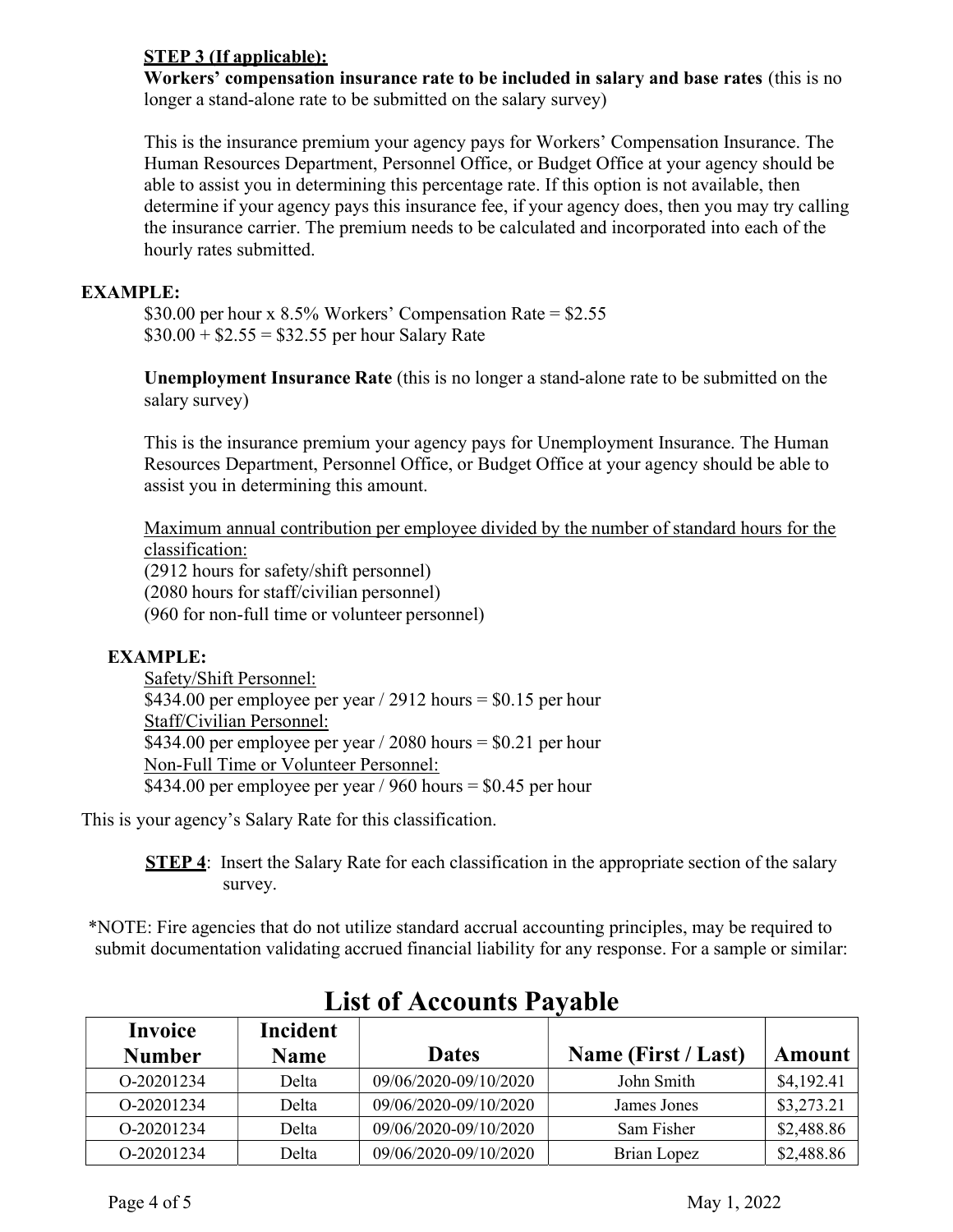**STEP 3 (If applicable):**

**Workers' compensation insurance rate to be included in salary and base rates** (this is no longer a stand-alone rate to be submitted on the salary survey)

This is the insurance premium your agency pays for Workers' Compensation Insurance. The Human Resources Department, Personnel Office, or Budget Office at your agency should be able to assist you in determining this percentage rate. If this option is not available, then determine if your agency pays this insurance fee, if your agency does, then you may try calling the insurance carrier. The premium needs to be calculated and incorporated into each of the hourly rates submitted.

**EXAMPLE:**

$30.00 per hour x 8.5% Workers' Compensation Rate = $2.55
$30.00 + $2.55 = $32.55 per hour Salary Rate

**Unemployment Insurance Rate** (this is no longer a stand-alone rate to be submitted on the salary survey)

This is the insurance premium your agency pays for Unemployment Insurance. The Human Resources Department, Personnel Office, or Budget Office at your agency should be able to assist you in determining this amount.

Maximum annual contribution per employee divided by the number of standard hours for the classification:
(2912 hours for safety/shift personnel)
(2080 hours for staff/civilian personnel)
(960 for non-full time or volunteer personnel)

**EXAMPLE:**

Safety/Shift Personnel:
$434.00 per employee per year / 2912 hours = $0.15 per hour
Staff/Civilian Personnel:
$434.00 per employee per year / 2080 hours = $0.21 per hour
Non-Full Time or Volunteer Personnel:
$434.00 per employee per year / 960 hours = $0.45 per hour

This is your agency's Salary Rate for this classification.

**STEP 4**: Insert the Salary Rate for each classification in the appropriate section of the salary survey.

*NOTE: Fire agencies that do not utilize standard accrual accounting principles, may be required to submit documentation validating accrued financial liability for any response. For a sample or similar:

## List of Accounts Payable

| Invoice Number | Incident Name | Dates | Name (First / Last) | Amount |
|---|---|---|---|---|
| O-20201234 | Delta | 09/06/2020-09/10/2020 | John Smith | $4,192.41 |
| O-20201234 | Delta | 09/06/2020-09/10/2020 | James Jones | $3,273.21 |
| O-20201234 | Delta | 09/06/2020-09/10/2020 | Sam Fisher | $2,488.86 |
| O-20201234 | Delta | 09/06/2020-09/10/2020 | Brian Lopez | $2,488.86 |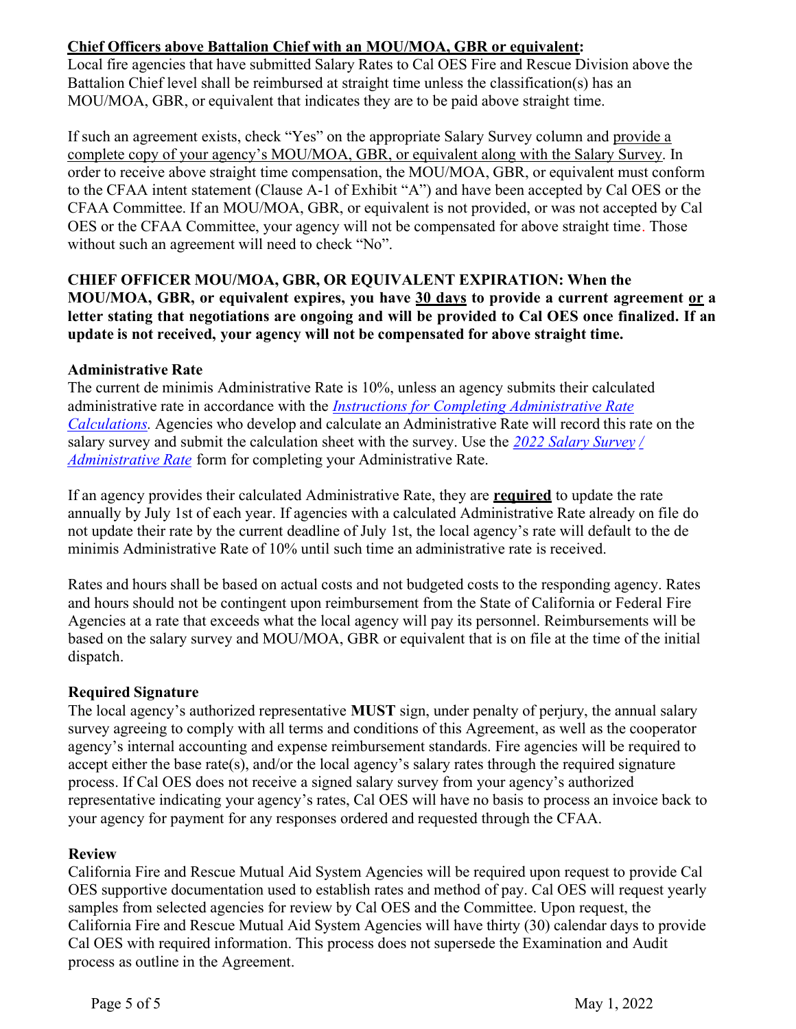**<u>Chief Officers above Battalion Chief with an MOU/MOA, GBR or equivalent</u>:**
Local fire agencies that have submitted Salary Rates to Cal OES Fire and Rescue Division above the Battalion Chief level shall be reimbursed at straight time unless the classification(s) has an MOU/MOA, GBR, or equivalent that indicates they are to be paid above straight time.

If such an agreement exists, check "Yes" on the appropriate Salary Survey column and <u>provide a complete copy of your agency's MOU/MOA, GBR, or equivalent along with the Salary Survey</u>. In order to receive above straight time compensation, the MOU/MOA, GBR, or equivalent must conform to the CFAA intent statement (Clause A-1 of Exhibit "A") and have been accepted by Cal OES or the CFAA Committee. If an MOU/MOA, GBR, or equivalent is not provided, or was not accepted by Cal OES or the CFAA Committee, your agency will not be compensated for above straight time. Those without such an agreement will need to check "No".

**CHIEF OFFICER MOU/MOA, GBR, OR EQUIVALENT EXPIRATION: When the MOU/MOA, GBR, or equivalent expires, you have <u>30 days</u> to provide a current agreement <u>or</u> a letter stating that negotiations are ongoing and will be provided to Cal OES once finalized. If an update is not received, your agency will not be compensated for above straight time.**

**Administrative Rate**
The current de minimis Administrative Rate is 10%, unless an agency submits their calculated administrative rate in accordance with the *Instructions for Completing Administrative Rate Calculations.* Agencies who develop and calculate an Administrative Rate will record this rate on the salary survey and submit the calculation sheet with the survey. Use the *2022 Salary Survey / Administrative Rate* form for completing your Administrative Rate.

If an agency provides their calculated Administrative Rate, they are **<u>required</u>** to update the rate annually by July 1st of each year. If agencies with a calculated Administrative Rate already on file do not update their rate by the current deadline of July 1st, the local agency's rate will default to the de minimis Administrative Rate of 10% until such time an administrative rate is received.

Rates and hours shall be based on actual costs and not budgeted costs to the responding agency. Rates and hours should not be contingent upon reimbursement from the State of California or Federal Fire Agencies at a rate that exceeds what the local agency will pay its personnel. Reimbursements will be based on the salary survey and MOU/MOA, GBR or equivalent that is on file at the time of the initial dispatch.

**Required Signature**
The local agency's authorized representative **MUST** sign, under penalty of perjury, the annual salary survey agreeing to comply with all terms and conditions of this Agreement, as well as the cooperator agency's internal accounting and expense reimbursement standards. Fire agencies will be required to accept either the base rate(s), and/or the local agency's salary rates through the required signature process. If Cal OES does not receive a signed salary survey from your agency's authorized representative indicating your agency's rates, Cal OES will have no basis to process an invoice back to your agency for payment for any responses ordered and requested through the CFAA.

**Review**
California Fire and Rescue Mutual Aid System Agencies will be required upon request to provide Cal OES supportive documentation used to establish rates and method of pay. Cal OES will request yearly samples from selected agencies for review by Cal OES and the Committee. Upon request, the California Fire and Rescue Mutual Aid System Agencies will have thirty (30) calendar days to provide Cal OES with required information. This process does not supersede the Examination and Audit process as outline in the Agreement.